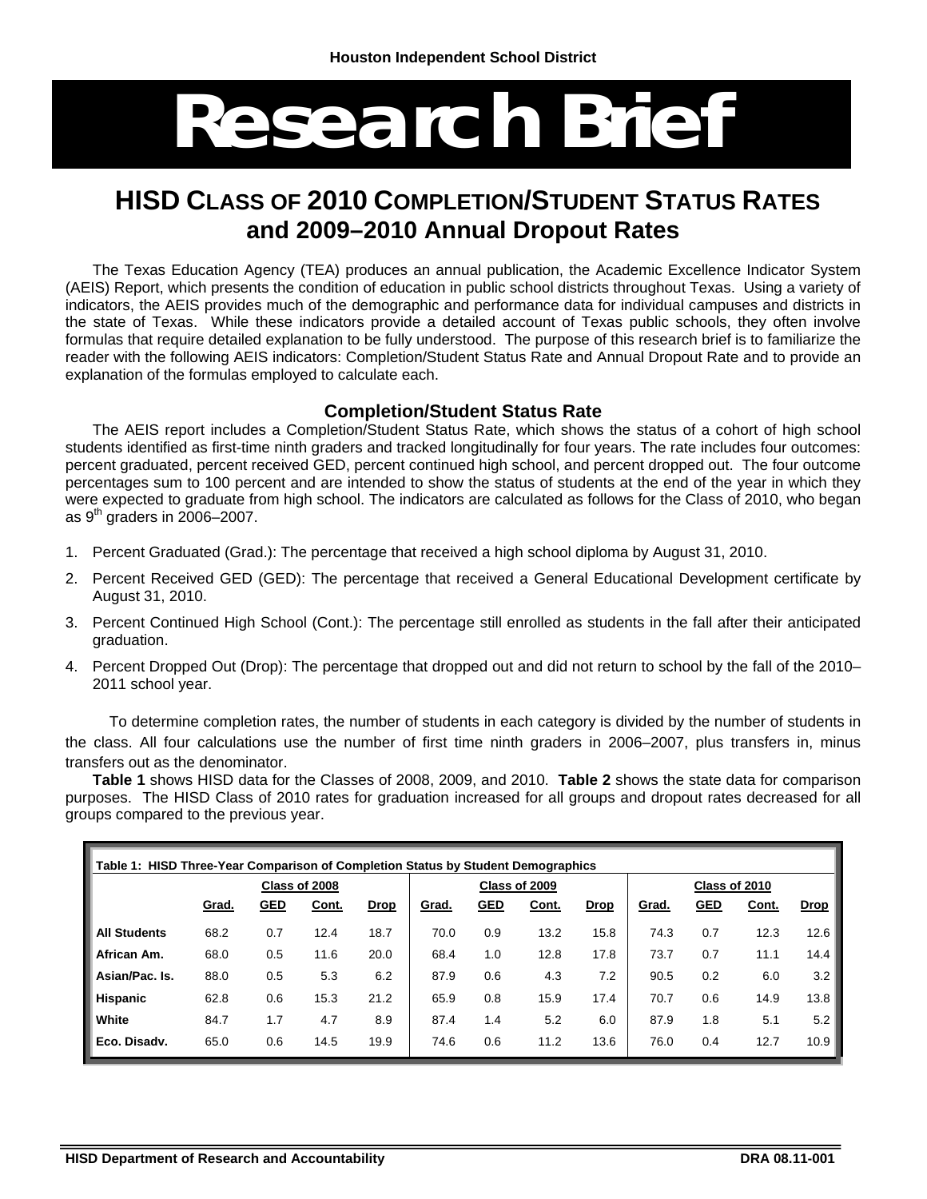Houston Independent School District

# Research Brief

## HISD CLASS OF 2010 COMPLETION/STUDENT STATUS RATES and 2009–2010 Annual Dropout Rates

The Texas Education Agency (TEA) produces an annual publication, the Academic Excellence Indicator System (AEIS) Report, which presents the condition of education in public school districts throughout Texas. Using a variety of indicators, the AEIS provides much of the demographic and performance data for individual campuses and districts in the state of Texas. While these indicators provide a detailed account of Texas public schools, they often involve formulas that require detailed explanation to be fully understood. The purpose of this research brief is to familiarize the reader with the following AEIS indicators: Completion/Student Status Rate and Annual Dropout Rate and to provide an explanation of the formulas employed to calculate each.

### Completion/Student Status Rate

The AEIS report includes a Completion/Student Status Rate, which shows the status of a cohort of high school students identified as first-time ninth graders and tracked longitudinally for four years. The rate includes four outcomes: percent graduated, percent received GED, percent continued high school, and percent dropped out. The four outcome percentages sum to 100 percent and are intended to show the status of students at the end of the year in which they were expected to graduate from high school. The indicators are calculated as follows for the Class of 2010, who began as 9th graders in 2006–2007.

1. Percent Graduated (Grad.): The percentage that received a high school diploma by August 31, 2010.
2. Percent Received GED (GED): The percentage that received a General Educational Development certificate by August 31, 2010.
3. Percent Continued High School (Cont.): The percentage still enrolled as students in the fall after their anticipated graduation.
4. Percent Dropped Out (Drop): The percentage that dropped out and did not return to school by the fall of the 2010–2011 school year.

To determine completion rates, the number of students in each category is divided by the number of students in the class. All four calculations use the number of first time ninth graders in 2006–2007, plus transfers in, minus transfers out as the denominator.

**Table 1** shows HISD data for the Classes of 2008, 2009, and 2010. **Table 2** shows the state data for comparison purposes. The HISD Class of 2010 rates for graduation increased for all groups and dropout rates decreased for all groups compared to the previous year.

**Table 1: HISD Three-Year Comparison of Completion Status by Student Demographics**

| | Class of 2008 | | | | Class of 2009 | | | | Class of 2010 | | | |
|---|---|---|---|---|---|---|---|---|---|---|---|---|
| | Grad. | GED | Cont. | Drop | Grad. | GED | Cont. | Drop | Grad. | GED | Cont. | Drop |
| All Students | 68.2 | 0.7 | 12.4 | 18.7 | 70.0 | 0.9 | 13.2 | 15.8 | 74.3 | 0.7 | 12.3 | 12.6 |
| African Am. | 68.0 | 0.5 | 11.6 | 20.0 | 68.4 | 1.0 | 12.8 | 17.8 | 73.7 | 0.7 | 11.1 | 14.4 |
| Asian/Pac. Is. | 88.0 | 0.5 | 5.3 | 6.2 | 87.9 | 0.6 | 4.3 | 7.2 | 90.5 | 0.2 | 6.0 | 3.2 |
| Hispanic | 62.8 | 0.6 | 15.3 | 21.2 | 65.9 | 0.8 | 15.9 | 17.4 | 70.7 | 0.6 | 14.9 | 13.8 |
| White | 84.7 | 1.7 | 4.7 | 8.9 | 87.4 | 1.4 | 5.2 | 6.0 | 87.9 | 1.8 | 5.1 | 5.2 |
| Eco. Disadv. | 65.0 | 0.6 | 14.5 | 19.9 | 74.6 | 0.6 | 11.2 | 13.6 | 76.0 | 0.4 | 12.7 | 10.9 |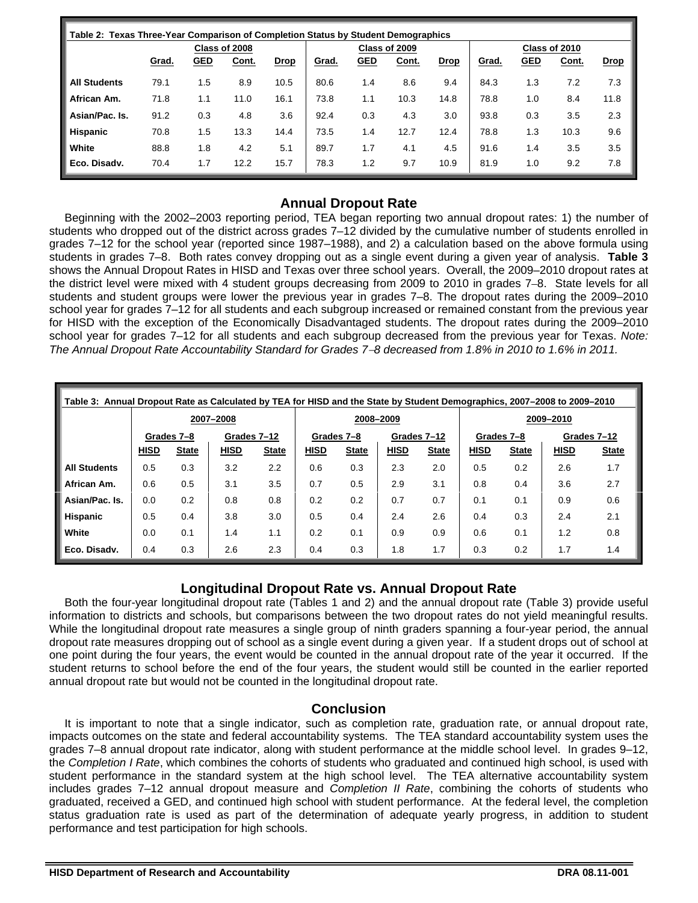| Table 2: Texas Three-Year Comparison of Completion Status by Student Demographics | | | | | | | | | | | | |
|---|---|---|---|---|---|---|---|---|---|---|---|---|
| | Class of 2008 | | | | Class of 2009 | | | | Class of 2010 | | | |
| | Grad. | GED | Cont. | Drop | Grad. | GED | Cont. | Drop | Grad. | GED | Cont. | Drop |
| All Students | 79.1 | 1.5 | 8.9 | 10.5 | 80.6 | 1.4 | 8.6 | 9.4 | 84.3 | 1.3 | 7.2 | 7.3 |
| African Am. | 71.8 | 1.1 | 11.0 | 16.1 | 73.8 | 1.1 | 10.3 | 14.8 | 78.8 | 1.0 | 8.4 | 11.8 |
| Asian/Pac. Is. | 91.2 | 0.3 | 4.8 | 3.6 | 92.4 | 0.3 | 4.3 | 3.0 | 93.8 | 0.3 | 3.5 | 2.3 |
| Hispanic | 70.8 | 1.5 | 13.3 | 14.4 | 73.5 | 1.4 | 12.7 | 12.4 | 78.8 | 1.3 | 10.3 | 9.6 |
| White | 88.8 | 1.8 | 4.2 | 5.1 | 89.7 | 1.7 | 4.1 | 4.5 | 91.6 | 1.4 | 3.5 | 3.5 |
| Eco. Disadv. | 70.4 | 1.7 | 12.2 | 15.7 | 78.3 | 1.2 | 9.7 | 10.9 | 81.9 | 1.0 | 9.2 | 7.8 |

## Annual Dropout Rate

Beginning with the 2002–2003 reporting period, TEA began reporting two annual dropout rates: 1) the number of students who dropped out of the district across grades 7–12 divided by the cumulative number of students enrolled in grades 7–12 for the school year (reported since 1987–1988), and 2) a calculation based on the above formula using students in grades 7–8. Both rates convey dropping out as a single event during a given year of analysis. **Table 3** shows the Annual Dropout Rates in HISD and Texas over three school years. Overall, the 2009–2010 dropout rates at the district level were mixed with 4 student groups decreasing from 2009 to 2010 in grades 7–8. State levels for all students and student groups were lower the previous year in grades 7–8. The dropout rates during the 2009–2010 school year for grades 7–12 for all students and each subgroup increased or remained constant from the previous year for HISD with the exception of the Economically Disadvantaged students. The dropout rates during the 2009–2010 school year for grades 7–12 for all students and each subgroup decreased from the previous year for Texas. *Note: The Annual Dropout Rate Accountability Standard for Grades 7–8 decreased from 1.8% in 2010 to 1.6% in 2011.*

| Table 3: Annual Dropout Rate as Calculated by TEA for HISD and the State by Student Demographics, 2007–2008 to 2009–2010 | | | | | | | | | | | | |
|---|---|---|---|---|---|---|---|---|---|---|---|---|
| | 2007–2008 | | | | 2008–2009 | | | | 2009–2010 | | | |
| | Grades 7–8 | | Grades 7–12 | | Grades 7–8 | | Grades 7–12 | | Grades 7–8 | | Grades 7–12 | |
| | HISD | State | HISD | State | HISD | State | HISD | State | HISD | State | HISD | State |
| All Students | 0.5 | 0.3 | 3.2 | 2.2 | 0.6 | 0.3 | 2.3 | 2.0 | 0.5 | 0.2 | 2.6 | 1.7 |
| African Am. | 0.6 | 0.5 | 3.1 | 3.5 | 0.7 | 0.5 | 2.9 | 3.1 | 0.8 | 0.4 | 3.6 | 2.7 |
| Asian/Pac. Is. | 0.0 | 0.2 | 0.8 | 0.8 | 0.2 | 0.2 | 0.7 | 0.7 | 0.1 | 0.1 | 0.9 | 0.6 |
| Hispanic | 0.5 | 0.4 | 3.8 | 3.0 | 0.5 | 0.4 | 2.4 | 2.6 | 0.4 | 0.3 | 2.4 | 2.1 |
| White | 0.0 | 0.1 | 1.4 | 1.1 | 0.2 | 0.1 | 0.9 | 0.9 | 0.6 | 0.1 | 1.2 | 0.8 |
| Eco. Disadv. | 0.4 | 0.3 | 2.6 | 2.3 | 0.4 | 0.3 | 1.8 | 1.7 | 0.3 | 0.2 | 1.7 | 1.4 |

## Longitudinal Dropout Rate vs. Annual Dropout Rate

Both the four-year longitudinal dropout rate (Tables 1 and 2) and the annual dropout rate (Table 3) provide useful information to districts and schools, but comparisons between the two dropout rates do not yield meaningful results. While the longitudinal dropout rate measures a single group of ninth graders spanning a four-year period, the annual dropout rate measures dropping out of school as a single event during a given year. If a student drops out of school at one point during the four years, the event would be counted in the annual dropout rate of the year it occurred. If the student returns to school before the end of the four years, the student would still be counted in the earlier reported annual dropout rate but would not be counted in the longitudinal dropout rate.

## Conclusion

It is important to note that a single indicator, such as completion rate, graduation rate, or annual dropout rate, impacts outcomes on the state and federal accountability systems. The TEA standard accountability system uses the grades 7–8 annual dropout rate indicator, along with student performance at the middle school level. In grades 9–12, the *Completion I Rate*, which combines the cohorts of students who graduated and continued high school, is used with student performance in the standard system at the high school level. The TEA alternative accountability system includes grades 7–12 annual dropout measure and *Completion II Rate*, combining the cohorts of students who graduated, received a GED, and continued high school with student performance. At the federal level, the completion status graduation rate is used as part of the determination of adequate yearly progress, in addition to student performance and test participation for high schools.